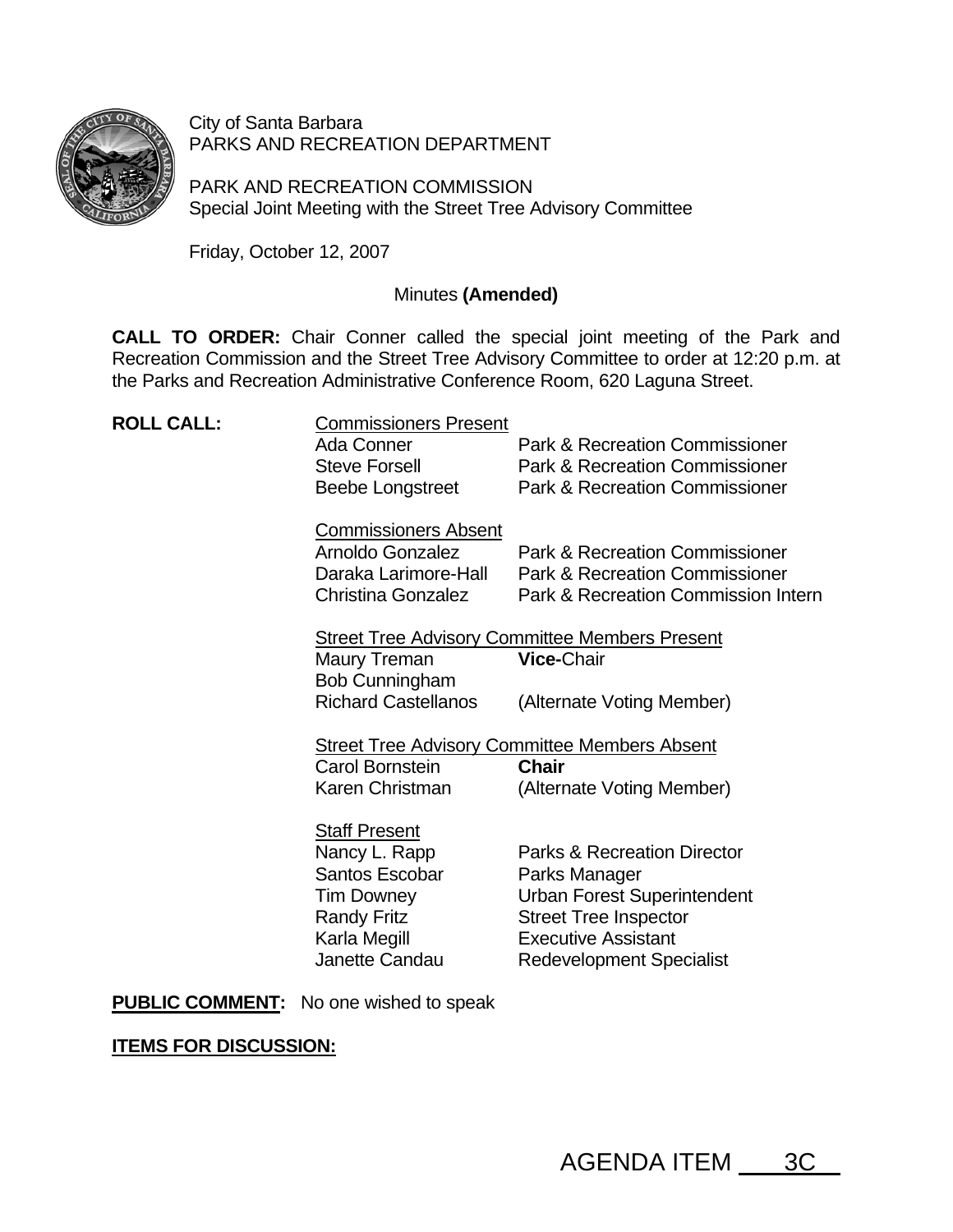City of Santa Barbara
PARKS AND RECREATION DEPARTMENT

PARK AND RECREATION COMMISSION
Special Joint Meeting with the Street Tree Advisory Committee

Friday, October 12, 2007

Minutes **(Amended)**

**CALL TO ORDER:** Chair Conner called the special joint meeting of the Park and Recreation Commission and the Street Tree Advisory Committee to order at 12:20 p.m. at the Parks and Recreation Administrative Conference Room, 620 Laguna Street.

**ROLL CALL:**

Commissioners Present

| | |
|---|---|
| Ada Conner | Park & Recreation Commissioner |
| Steve Forsell | Park & Recreation Commissioner |
| Beebe Longstreet | Park & Recreation Commissioner |

Commissioners Absent

| | |
|---|---|
| Arnoldo Gonzalez | Park & Recreation Commissioner |
| Daraka Larimore-Hall | Park & Recreation Commissioner |
| Christina Gonzalez | Park & Recreation Commission Intern |

Street Tree Advisory Committee Members Present

| | |
|---|---|
| Maury Treman | **Vice-**Chair |
| Bob Cunningham | |
| Richard Castellanos | (Alternate Voting Member) |

Street Tree Advisory Committee Members Absent

| | |
|---|---|
| Carol Bornstein | **Chair** |
| Karen Christman | (Alternate Voting Member) |

Staff Present

| | |
|---|---|
| Nancy L. Rapp | Parks & Recreation Director |
| Santos Escobar | Parks Manager |
| Tim Downey | Urban Forest Superintendent |
| Randy Fritz | Street Tree Inspector |
| Karla Megill | Executive Assistant |
| Janette Candau | Redevelopment Specialist |

**PUBLIC COMMENT:** No one wished to speak

**ITEMS FOR DISCUSSION:**

AGENDA ITEM 3C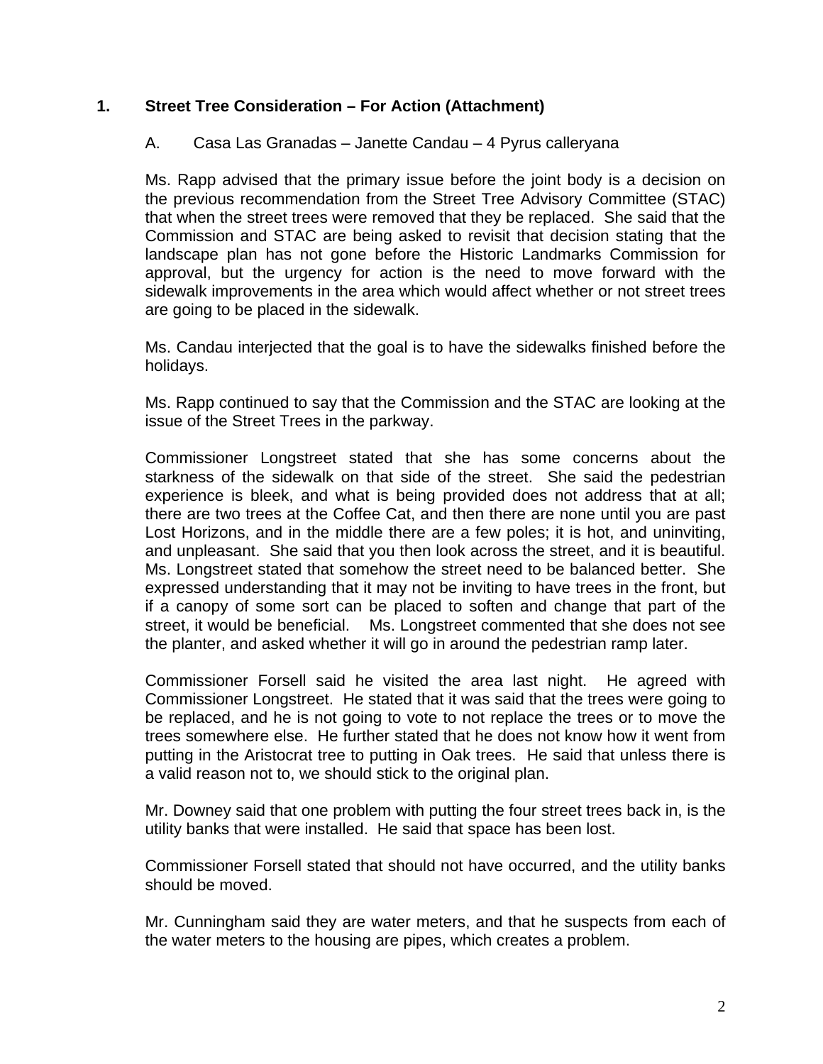## 1. Street Tree Consideration – For Action (Attachment)

A. Casa Las Granadas – Janette Candau – 4 Pyrus calleryana

Ms. Rapp advised that the primary issue before the joint body is a decision on the previous recommendation from the Street Tree Advisory Committee (STAC) that when the street trees were removed that they be replaced. She said that the Commission and STAC are being asked to revisit that decision stating that the landscape plan has not gone before the Historic Landmarks Commission for approval, but the urgency for action is the need to move forward with the sidewalk improvements in the area which would affect whether or not street trees are going to be placed in the sidewalk.

Ms. Candau interjected that the goal is to have the sidewalks finished before the holidays.

Ms. Rapp continued to say that the Commission and the STAC are looking at the issue of the Street Trees in the parkway.

Commissioner Longstreet stated that she has some concerns about the starkness of the sidewalk on that side of the street. She said the pedestrian experience is bleek, and what is being provided does not address that at all; there are two trees at the Coffee Cat, and then there are none until you are past Lost Horizons, and in the middle there are a few poles; it is hot, and uninviting, and unpleasant. She said that you then look across the street, and it is beautiful. Ms. Longstreet stated that somehow the street need to be balanced better. She expressed understanding that it may not be inviting to have trees in the front, but if a canopy of some sort can be placed to soften and change that part of the street, it would be beneficial. Ms. Longstreet commented that she does not see the planter, and asked whether it will go in around the pedestrian ramp later.

Commissioner Forsell said he visited the area last night. He agreed with Commissioner Longstreet. He stated that it was said that the trees were going to be replaced, and he is not going to vote to not replace the trees or to move the trees somewhere else. He further stated that he does not know how it went from putting in the Aristocrat tree to putting in Oak trees. He said that unless there is a valid reason not to, we should stick to the original plan.

Mr. Downey said that one problem with putting the four street trees back in, is the utility banks that were installed. He said that space has been lost.

Commissioner Forsell stated that should not have occurred, and the utility banks should be moved.

Mr. Cunningham said they are water meters, and that he suspects from each of the water meters to the housing are pipes, which creates a problem.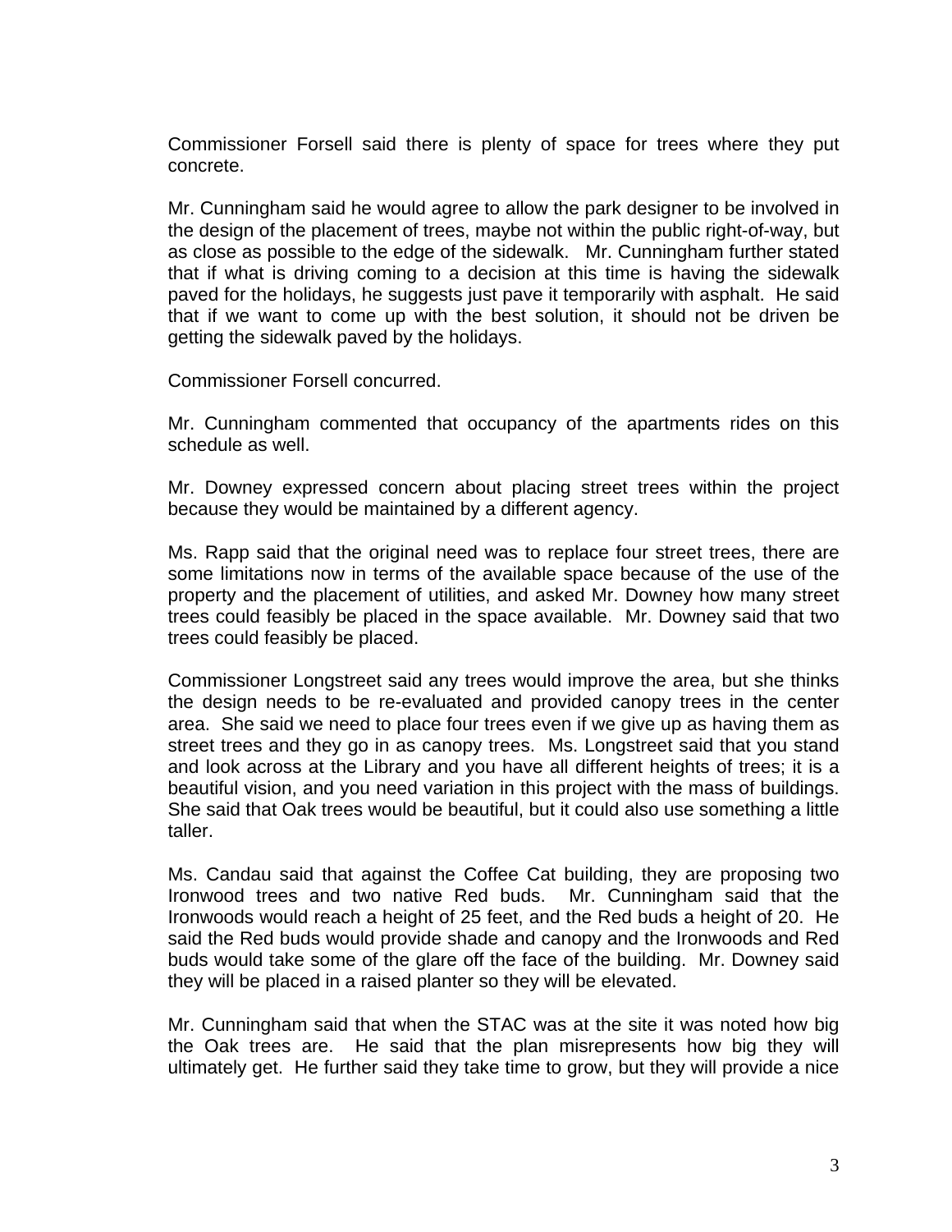Commissioner Forsell said there is plenty of space for trees where they put concrete.

Mr. Cunningham said he would agree to allow the park designer to be involved in the design of the placement of trees, maybe not within the public right-of-way, but as close as possible to the edge of the sidewalk. Mr. Cunningham further stated that if what is driving coming to a decision at this time is having the sidewalk paved for the holidays, he suggests just pave it temporarily with asphalt. He said that if we want to come up with the best solution, it should not be driven be getting the sidewalk paved by the holidays.

Commissioner Forsell concurred.

Mr. Cunningham commented that occupancy of the apartments rides on this schedule as well.

Mr. Downey expressed concern about placing street trees within the project because they would be maintained by a different agency.

Ms. Rapp said that the original need was to replace four street trees, there are some limitations now in terms of the available space because of the use of the property and the placement of utilities, and asked Mr. Downey how many street trees could feasibly be placed in the space available. Mr. Downey said that two trees could feasibly be placed.

Commissioner Longstreet said any trees would improve the area, but she thinks the design needs to be re-evaluated and provided canopy trees in the center area. She said we need to place four trees even if we give up as having them as street trees and they go in as canopy trees. Ms. Longstreet said that you stand and look across at the Library and you have all different heights of trees; it is a beautiful vision, and you need variation in this project with the mass of buildings. She said that Oak trees would be beautiful, but it could also use something a little taller.

Ms. Candau said that against the Coffee Cat building, they are proposing two Ironwood trees and two native Red buds. Mr. Cunningham said that the Ironwoods would reach a height of 25 feet, and the Red buds a height of 20. He said the Red buds would provide shade and canopy and the Ironwoods and Red buds would take some of the glare off the face of the building. Mr. Downey said they will be placed in a raised planter so they will be elevated.

Mr. Cunningham said that when the STAC was at the site it was noted how big the Oak trees are. He said that the plan misrepresents how big they will ultimately get. He further said they take time to grow, but they will provide a nice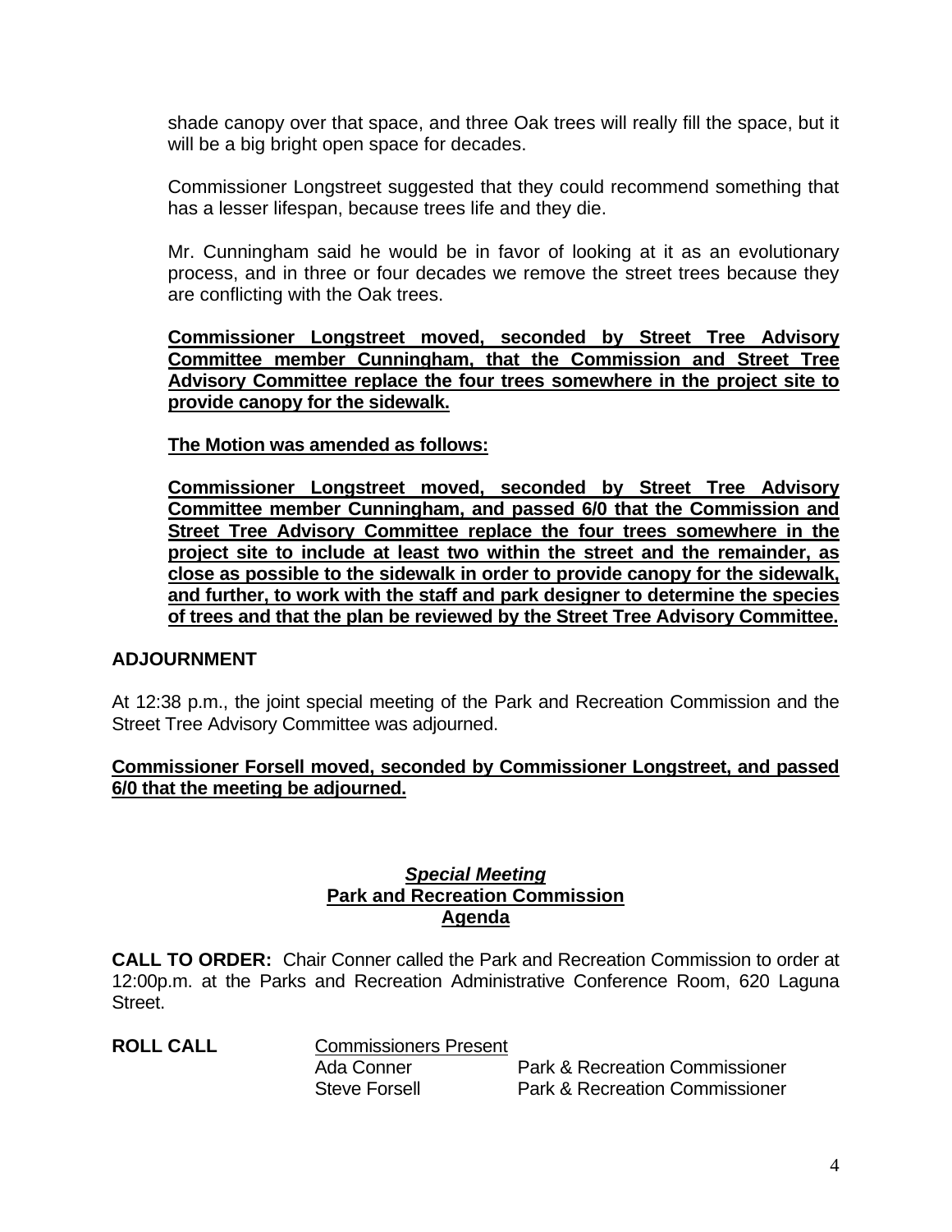shade canopy over that space, and three Oak trees will really fill the space, but it will be a big bright open space for decades.

Commissioner Longstreet suggested that they could recommend something that has a lesser lifespan, because trees life and they die.

Mr. Cunningham said he would be in favor of looking at it as an evolutionary process, and in three or four decades we remove the street trees because they are conflicting with the Oak trees.

**Commissioner Longstreet moved, seconded by Street Tree Advisory Committee member Cunningham, that the Commission and Street Tree Advisory Committee replace the four trees somewhere in the project site to provide canopy for the sidewalk.**

**The Motion was amended as follows:**

**Commissioner Longstreet moved, seconded by Street Tree Advisory Committee member Cunningham, and passed 6/0 that the Commission and Street Tree Advisory Committee replace the four trees somewhere in the project site to include at least two within the street and the remainder, as close as possible to the sidewalk in order to provide canopy for the sidewalk, and further, to work with the staff and park designer to determine the species of trees and that the plan be reviewed by the Street Tree Advisory Committee.**

## ADJOURNMENT

At 12:38 p.m., the joint special meeting of the Park and Recreation Commission and the Street Tree Advisory Committee was adjourned.

**Commissioner Forsell moved, seconded by Commissioner Longstreet, and passed 6/0 that the meeting be adjourned.**

## *Special Meeting*
## Park and Recreation Commission
## Agenda

**CALL TO ORDER:** Chair Conner called the Park and Recreation Commission to order at 12:00p.m. at the Parks and Recreation Administrative Conference Room, 620 Laguna Street.

**ROLL CALL**

Commissioners Present

| | |
|---|---|
| Ada Conner | Park & Recreation Commissioner |
| Steve Forsell | Park & Recreation Commissioner |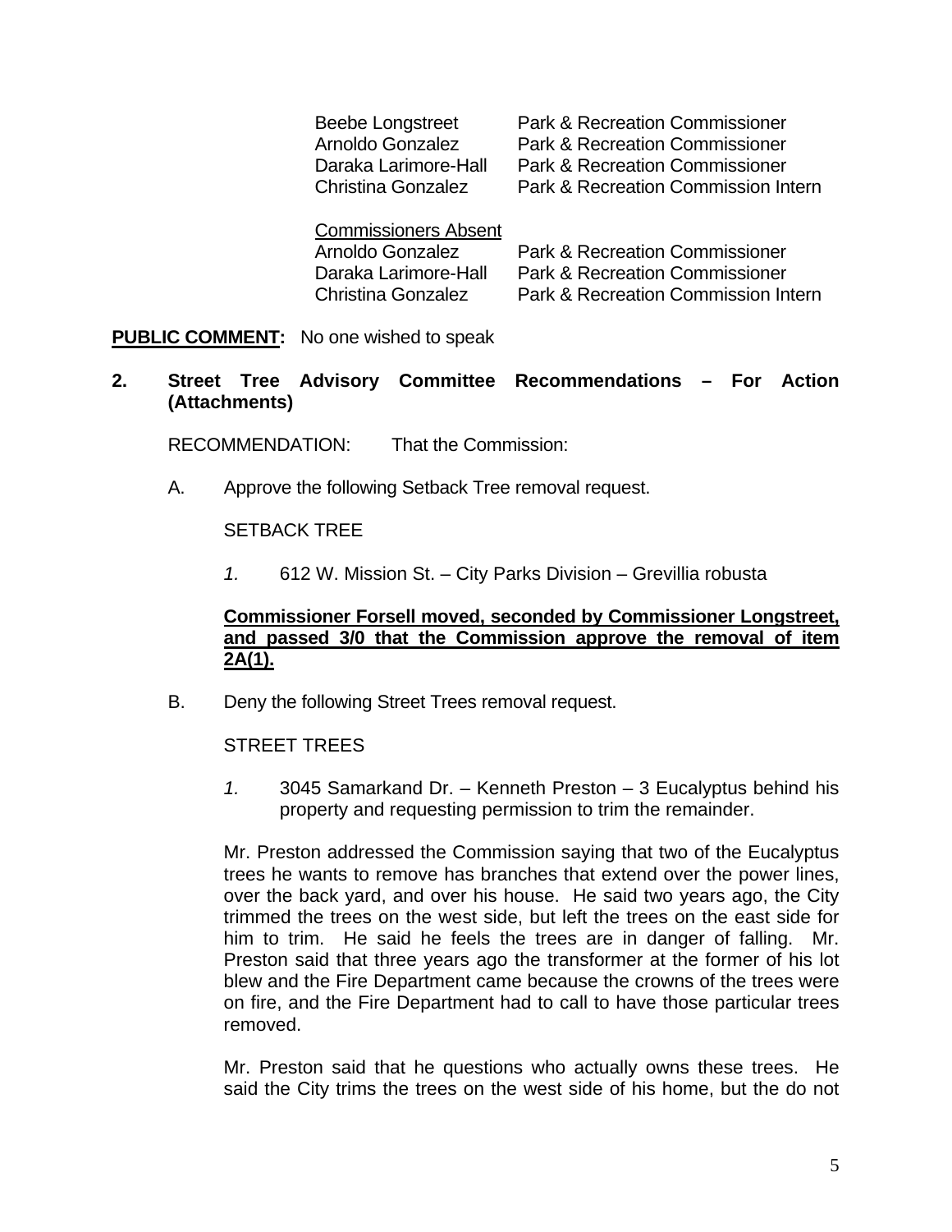| | |
|---|---|
| Beebe Longstreet | Park & Recreation Commissioner |
| Arnoldo Gonzalez | Park & Recreation Commissioner |
| Daraka Larimore-Hall | Park & Recreation Commissioner |
| Christina Gonzalez | Park & Recreation Commission Intern |

<u>Commissioners Absent</u>

| | |
|---|---|
| Arnoldo Gonzalez | Park & Recreation Commissioner |
| Daraka Larimore-Hall | Park & Recreation Commissioner |
| Christina Gonzalez | Park & Recreation Commission Intern |

**<u>PUBLIC COMMENT</u>:** No one wished to speak

**2. Street Tree Advisory Committee Recommendations – For Action (Attachments)**

RECOMMENDATION: That the Commission:

A. Approve the following Setback Tree removal request.

SETBACK TREE

*1.* 612 W. Mission St. – City Parks Division – Grevillia robusta

**<u>Commissioner Forsell moved, seconded by Commissioner Longstreet, and passed 3/0 that the Commission approve the removal of item 2A(1).</u>**

B. Deny the following Street Trees removal request.

STREET TREES

*1.* 3045 Samarkand Dr. – Kenneth Preston – 3 Eucalyptus behind his property and requesting permission to trim the remainder.

Mr. Preston addressed the Commission saying that two of the Eucalyptus trees he wants to remove has branches that extend over the power lines, over the back yard, and over his house. He said two years ago, the City trimmed the trees on the west side, but left the trees on the east side for him to trim. He said he feels the trees are in danger of falling. Mr. Preston said that three years ago the transformer at the former of his lot blew and the Fire Department came because the crowns of the trees were on fire, and the Fire Department had to call to have those particular trees removed.

Mr. Preston said that he questions who actually owns these trees. He said the City trims the trees on the west side of his home, but the do not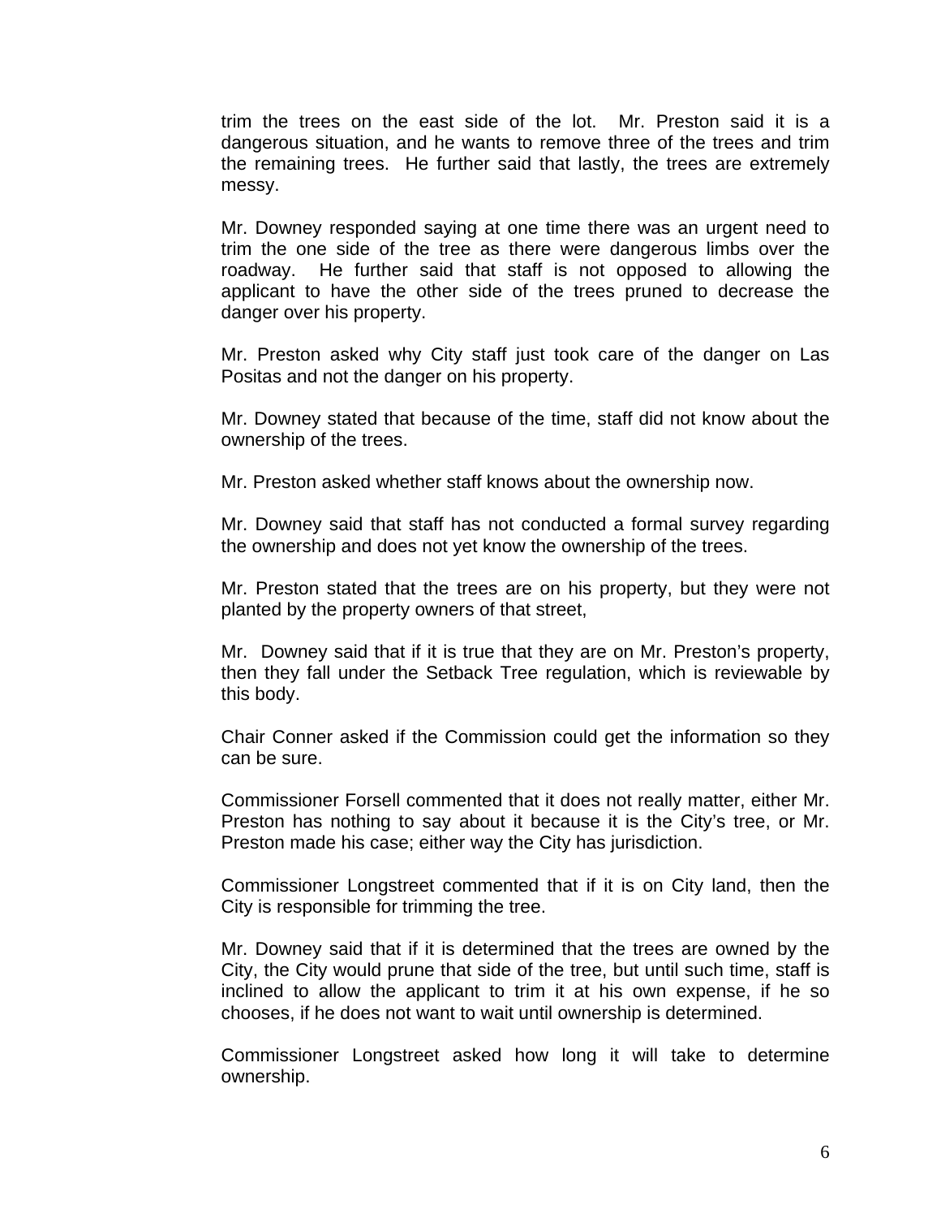trim the trees on the east side of the lot. Mr. Preston said it is a dangerous situation, and he wants to remove three of the trees and trim the remaining trees. He further said that lastly, the trees are extremely messy.

Mr. Downey responded saying at one time there was an urgent need to trim the one side of the tree as there were dangerous limbs over the roadway. He further said that staff is not opposed to allowing the applicant to have the other side of the trees pruned to decrease the danger over his property.

Mr. Preston asked why City staff just took care of the danger on Las Positas and not the danger on his property.

Mr. Downey stated that because of the time, staff did not know about the ownership of the trees.

Mr. Preston asked whether staff knows about the ownership now.

Mr. Downey said that staff has not conducted a formal survey regarding the ownership and does not yet know the ownership of the trees.

Mr. Preston stated that the trees are on his property, but they were not planted by the property owners of that street,

Mr. Downey said that if it is true that they are on Mr. Preston's property, then they fall under the Setback Tree regulation, which is reviewable by this body.

Chair Conner asked if the Commission could get the information so they can be sure.

Commissioner Forsell commented that it does not really matter, either Mr. Preston has nothing to say about it because it is the City's tree, or Mr. Preston made his case; either way the City has jurisdiction.

Commissioner Longstreet commented that if it is on City land, then the City is responsible for trimming the tree.

Mr. Downey said that if it is determined that the trees are owned by the City, the City would prune that side of the tree, but until such time, staff is inclined to allow the applicant to trim it at his own expense, if he so chooses, if he does not want to wait until ownership is determined.

Commissioner Longstreet asked how long it will take to determine ownership.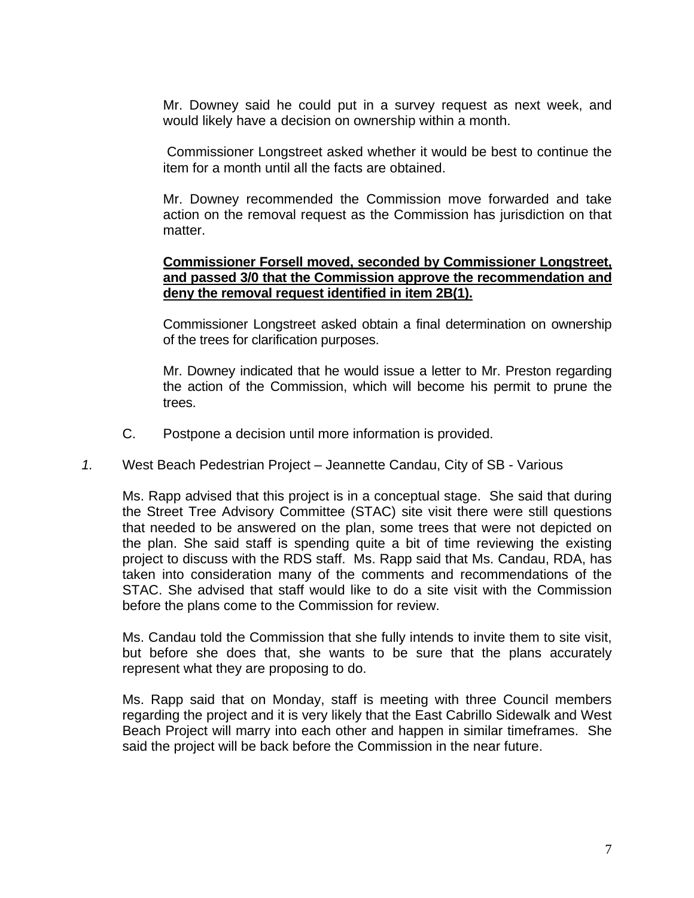Mr. Downey said he could put in a survey request as next week, and would likely have a decision on ownership within a month.

Commissioner Longstreet asked whether it would be best to continue the item for a month until all the facts are obtained.

Mr. Downey recommended the Commission move forwarded and take action on the removal request as the Commission has jurisdiction on that matter.

**Commissioner Forsell moved, seconded by Commissioner Longstreet, and passed 3/0 that the Commission approve the recommendation and deny the removal request identified in item 2B(1).**

Commissioner Longstreet asked obtain a final determination on ownership of the trees for clarification purposes.

Mr. Downey indicated that he would issue a letter to Mr. Preston regarding the action of the Commission, which will become his permit to prune the trees.

C. Postpone a decision until more information is provided.

*1.* West Beach Pedestrian Project – Jeannette Candau, City of SB - Various

Ms. Rapp advised that this project is in a conceptual stage. She said that during the Street Tree Advisory Committee (STAC) site visit there were still questions that needed to be answered on the plan, some trees that were not depicted on the plan. She said staff is spending quite a bit of time reviewing the existing project to discuss with the RDS staff. Ms. Rapp said that Ms. Candau, RDA, has taken into consideration many of the comments and recommendations of the STAC. She advised that staff would like to do a site visit with the Commission before the plans come to the Commission for review.

Ms. Candau told the Commission that she fully intends to invite them to site visit, but before she does that, she wants to be sure that the plans accurately represent what they are proposing to do.

Ms. Rapp said that on Monday, staff is meeting with three Council members regarding the project and it is very likely that the East Cabrillo Sidewalk and West Beach Project will marry into each other and happen in similar timeframes. She said the project will be back before the Commission in the near future.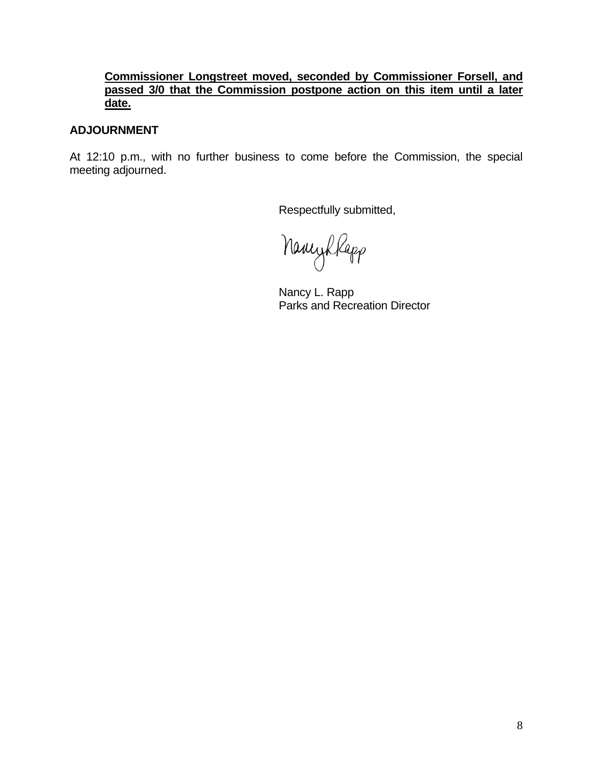**Commissioner Longstreet moved, seconded by Commissioner Forsell, and passed 3/0 that the Commission postpone action on this item until a later date.**

**ADJOURNMENT**

At 12:10 p.m., with no further business to come before the Commission, the special meeting adjourned.

Respectfully submitted,

Nancy L. Rapp
Parks and Recreation Director